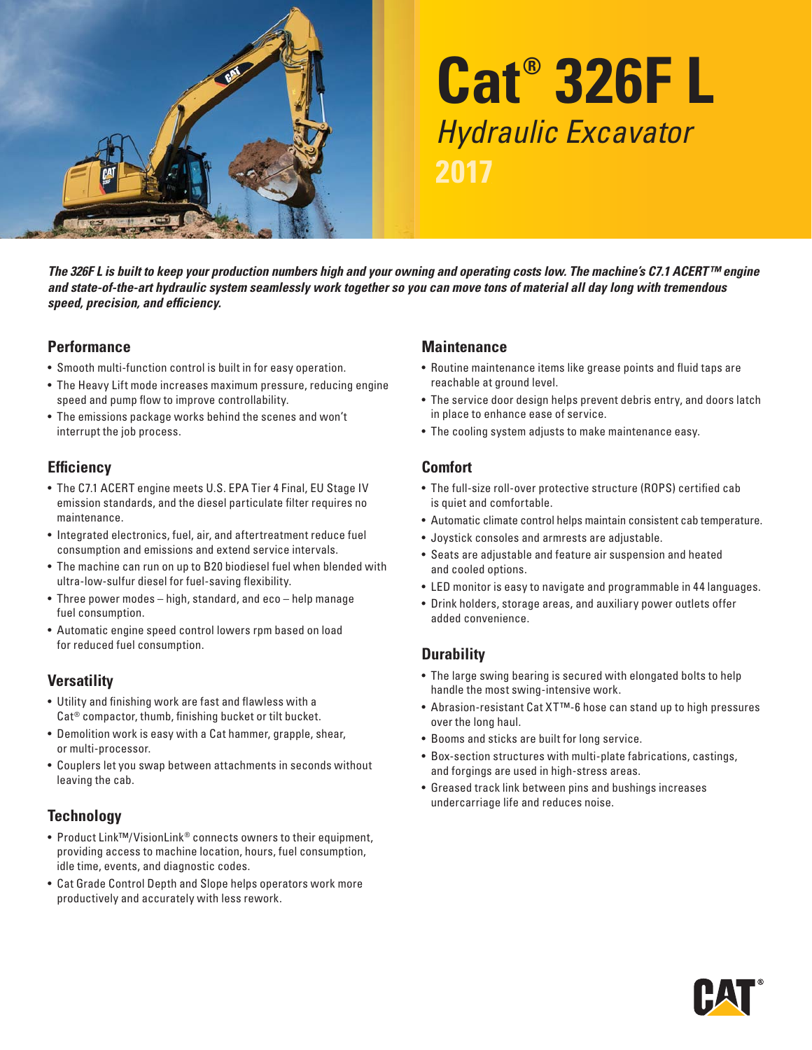# Cat® 326F L

## *Hydraulic Excavator*

## 2017

***The 326F L is built to keep your production numbers high and your owning and operating costs low. The machine's C7.1 ACERT™ engine and state-of-the-art hydraulic system seamlessly work together so you can move tons of material all day long with tremendous speed, precision, and efficiency.***

### Performance

- Smooth multi-function control is built in for easy operation.
- The Heavy Lift mode increases maximum pressure, reducing engine speed and pump flow to improve controllability.
- The emissions package works behind the scenes and won't interrupt the job process.

### Efficiency

- The C7.1 ACERT engine meets U.S. EPA Tier 4 Final, EU Stage IV emission standards, and the diesel particulate filter requires no maintenance.
- Integrated electronics, fuel, air, and aftertreatment reduce fuel consumption and emissions and extend service intervals.
- The machine can run on up to B20 biodiesel fuel when blended with ultra-low-sulfur diesel for fuel-saving flexibility.
- Three power modes – high, standard, and eco – help manage fuel consumption.
- Automatic engine speed control lowers rpm based on load for reduced fuel consumption.

### Versatility

- Utility and finishing work are fast and flawless with a Cat® compactor, thumb, finishing bucket or tilt bucket.
- Demolition work is easy with a Cat hammer, grapple, shear, or multi-processor.
- Couplers let you swap between attachments in seconds without leaving the cab.

### Technology

- Product Link™/VisionLink® connects owners to their equipment, providing access to machine location, hours, fuel consumption, idle time, events, and diagnostic codes.
- Cat Grade Control Depth and Slope helps operators work more productively and accurately with less rework.

### Maintenance

- Routine maintenance items like grease points and fluid taps are reachable at ground level.
- The service door design helps prevent debris entry, and doors latch in place to enhance ease of service.
- The cooling system adjusts to make maintenance easy.

### Comfort

- The full-size roll-over protective structure (ROPS) certified cab is quiet and comfortable.
- Automatic climate control helps maintain consistent cab temperature.
- Joystick consoles and armrests are adjustable.
- Seats are adjustable and feature air suspension and heated and cooled options.
- LED monitor is easy to navigate and programmable in 44 languages.
- Drink holders, storage areas, and auxiliary power outlets offer added convenience.

### Durability

- The large swing bearing is secured with elongated bolts to help handle the most swing-intensive work.
- Abrasion-resistant Cat XT™-6 hose can stand up to high pressures over the long haul.
- Booms and sticks are built for long service.
- Box-section structures with multi-plate fabrications, castings, and forgings are used in high-stress areas.
- Greased track link between pins and bushings increases undercarriage life and reduces noise.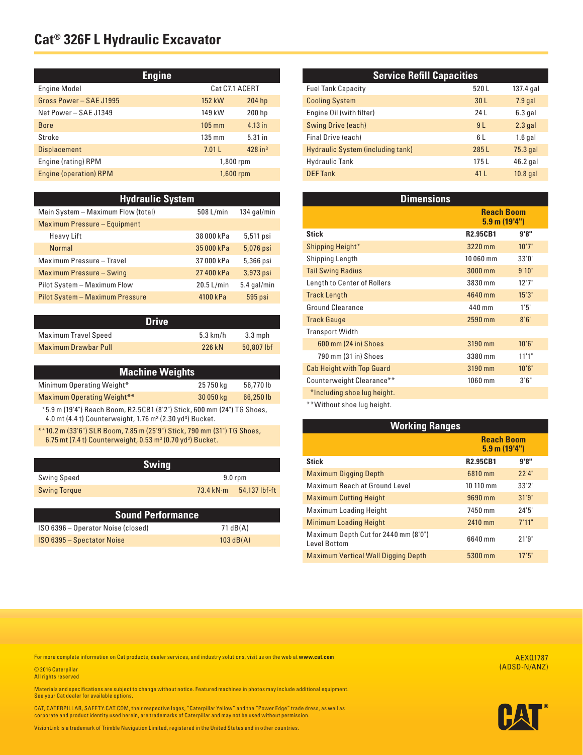# Cat® 326F L Hydraulic Excavator

| Engine | | |
|---|---|---|
| Engine Model | Cat C7.1 ACERT | |
| Gross Power – SAE J1995 | 152 kW | 204 hp |
| Net Power – SAE J1349 | 149 kW | 200 hp |
| Bore | 105 mm | 4.13 in |
| Stroke | 135 mm | 5.31 in |
| Displacement | 7.01 L | 428 in³ |
| Engine (rating) RPM | 1,800 rpm | |
| Engine (operation) RPM | 1,600 rpm | |

| Hydraulic System | | |
|---|---|---|
| Main System – Maximum Flow (total) | 508 L/min | 134 gal/min |
| Maximum Pressure – Equipment | | |
| Heavy Lift | 38 000 kPa | 5,511 psi |
| Normal | 35 000 kPa | 5,076 psi |
| Maximum Pressure – Travel | 37 000 kPa | 5,366 psi |
| Maximum Pressure – Swing | 27 400 kPa | 3,973 psi |
| Pilot System – Maximum Flow | 20.5 L/min | 5.4 gal/min |
| Pilot System – Maximum Pressure | 4100 kPa | 595 psi |

| Drive | | |
|---|---|---|
| Maximum Travel Speed | 5.3 km/h | 3.3 mph |
| Maximum Drawbar Pull | 226 kN | 50,807 lbf |

| Machine Weights | | |
|---|---|---|
| Minimum Operating Weight* | 25 750 kg | 56,770 lb |
| Maximum Operating Weight** | 30 050 kg | 66,250 lb |

*5.9 m (19'4") Reach Boom, R2.5CB1 (8'2") Stick, 600 mm (24") TG Shoes, 4.0 mt (4.4 t) Counterweight, 1.76 m³ (2.30 yd³) Bucket.

**10.2 m (33'6") SLR Boom, 7.85 m (25'9") Stick, 790 mm (31") TG Shoes, 6.75 mt (7.4 t) Counterweight, 0.53 m³ (0.70 yd³) Bucket.

| Swing | | |
|---|---|---|
| Swing Speed | 9.0 rpm | |
| Swing Torque | 73.4 kN·m | 54,137 lbf-ft |

| Sound Performance | |
|---|---|
| ISO 6396 – Operator Noise (closed) | 71 dB(A) |
| ISO 6395 – Spectator Noise | 103 dB(A) |

| Service Refill Capacities | | |
|---|---|---|
| Fuel Tank Capacity | 520 L | 137.4 gal |
| Cooling System | 30 L | 7.9 gal |
| Engine Oil (with filter) | 24 L | 6.3 gal |
| Swing Drive (each) | 9 L | 2.3 gal |
| Final Drive (each) | 6 L | 1.6 gal |
| Hydraulic System (including tank) | 285 L | 75.3 gal |
| Hydraulic Tank | 175 L | 46.2 gal |
| DEF Tank | 41 L | 10.8 gal |

| Dimensions | Reach Boom 5.9 m (19'4") | |
|---|---|---|
| Stick | R2.95CB1 | 9'8" |
| Shipping Height* | 3220 mm | 10'7" |
| Shipping Length | 10 060 mm | 33'0" |
| Tail Swing Radius | 3000 mm | 9'10" |
| Length to Center of Rollers | 3830 mm | 12'7" |
| Track Length | 4640 mm | 15'3" |
| Ground Clearance | 440 mm | 1'5" |
| Track Gauge | 2590 mm | 8'6" |
| Transport Width | | |
| 600 mm (24 in) Shoes | 3190 mm | 10'6" |
| 790 mm (31 in) Shoes | 3380 mm | 11'1" |
| Cab Height with Top Guard | 3190 mm | 10'6" |
| Counterweight Clearance** | 1060 mm | 3'6" |

*Including shoe lug height.

**Without shoe lug height.

| Working Ranges | Reach Boom 5.9 m (19'4") | |
|---|---|---|
| Stick | R2.95CB1 | 9'8" |
| Maximum Digging Depth | 6810 mm | 22'4" |
| Maximum Reach at Ground Level | 10 110 mm | 33'2" |
| Maximum Cutting Height | 9690 mm | 31'9" |
| Maximum Loading Height | 7450 mm | 24'5" |
| Minimum Loading Height | 2410 mm | 7'11" |
| Maximum Depth Cut for 2440 mm (8'0") Level Bottom | 6640 mm | 21'9" |
| Maximum Vertical Wall Digging Depth | 5300 mm | 17'5" |

For more complete information on Cat products, dealer services, and industry solutions, visit us on the web at **www.cat.com**

© 2016 Caterpillar
All rights reserved

Materials and specifications are subject to change without notice. Featured machines in photos may include additional equipment. See your Cat dealer for available options.

CAT, CATERPILLAR, SAFETY.CAT.COM, their respective logos, "Caterpillar Yellow" and the "Power Edge" trade dress, as well as corporate and product identity used herein, are trademarks of Caterpillar and may not be used without permission.

VisionLink is a trademark of Trimble Navigation Limited, registered in the United States and in other countries.

AEXQ1787
(ADSD-N/ANZ)